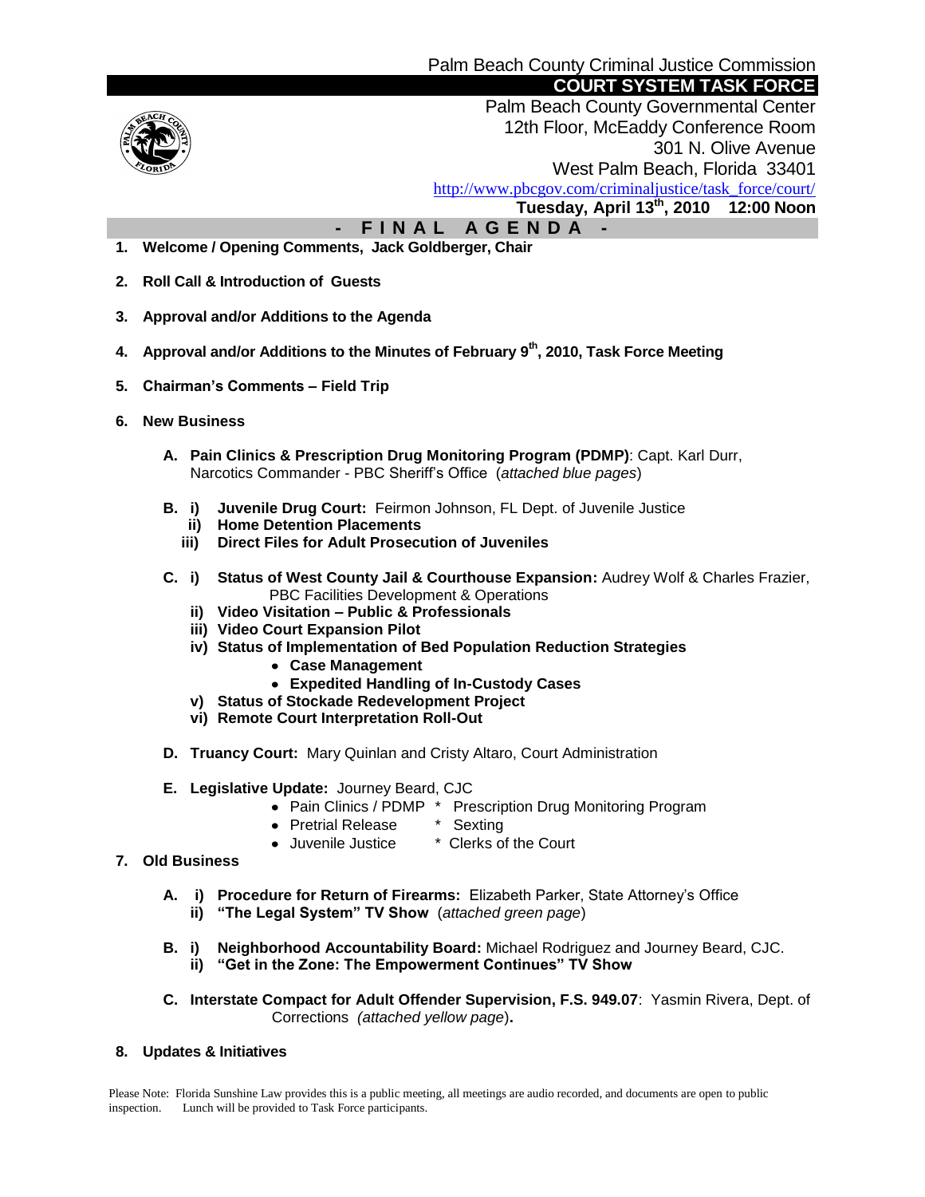Palm Beach County Criminal Justice Commission

# COURT SYSTEM TASK FORCE

Palm Beach County Governmental Center
12th Floor, McEaddy Conference Room
301 N. Olive Avenue
West Palm Beach, Florida 33401
http://www.pbcgov.com/criminaljustice/task_force/court/

**Tuesday, April 13th, 2010 12:00 Noon**

## - F I N A L A G E N D A -

1. **Welcome / Opening Comments, Jack Goldberger, Chair**

2. **Roll Call & Introduction of Guests**

3. **Approval and/or Additions to the Agenda**

4. **Approval and/or Additions to the Minutes of February 9th, 2010, Task Force Meeting**

5. **Chairman's Comments – Field Trip**

6. **New Business**

   **A. Pain Clinics & Prescription Drug Monitoring Program (PDMP)**: Capt. Karl Durr, Narcotics Commander - PBC Sheriff's Office (*attached blue pages*)

   **B. i) Juvenile Drug Court:** Feirmon Johnson, FL Dept. of Juvenile Justice
   **ii) Home Detention Placements**
   **iii) Direct Files for Adult Prosecution of Juveniles**

   **C. i) Status of West County Jail & Courthouse Expansion:** Audrey Wolf & Charles Frazier, PBC Facilities Development & Operations
   **ii) Video Visitation – Public & Professionals**
   **iii) Video Court Expansion Pilot**
   **iv) Status of Implementation of Bed Population Reduction Strategies**
   - **Case Management**
   - **Expedited Handling of In-Custody Cases**

   **v) Status of Stockade Redevelopment Project**
   **vi) Remote Court Interpretation Roll-Out**

   **D. Truancy Court:** Mary Quinlan and Cristy Altaro, Court Administration

   **E. Legislative Update:** Journey Beard, CJC
   - Pain Clinics / PDMP
   - Pretrial Release
   - Juvenile Justice
   * Prescription Drug Monitoring Program
   * Sexting
   * Clerks of the Court

7. **Old Business**

   **A. i) Procedure for Return of Firearms:** Elizabeth Parker, State Attorney's Office
   **ii) "The Legal System" TV Show** (*attached green page*)

   **B. i) Neighborhood Accountability Board:** Michael Rodriguez and Journey Beard, CJC.
   **ii) "Get in the Zone: The Empowerment Continues" TV Show**

   **C. Interstate Compact for Adult Offender Supervision, F.S. 949.07**: Yasmin Rivera, Dept. of Corrections (*attached yellow page*)**.**

8. **Updates & Initiatives**

Please Note: Florida Sunshine Law provides this is a public meeting, all meetings are audio recorded, and documents are open to public inspection. Lunch will be provided to Task Force participants.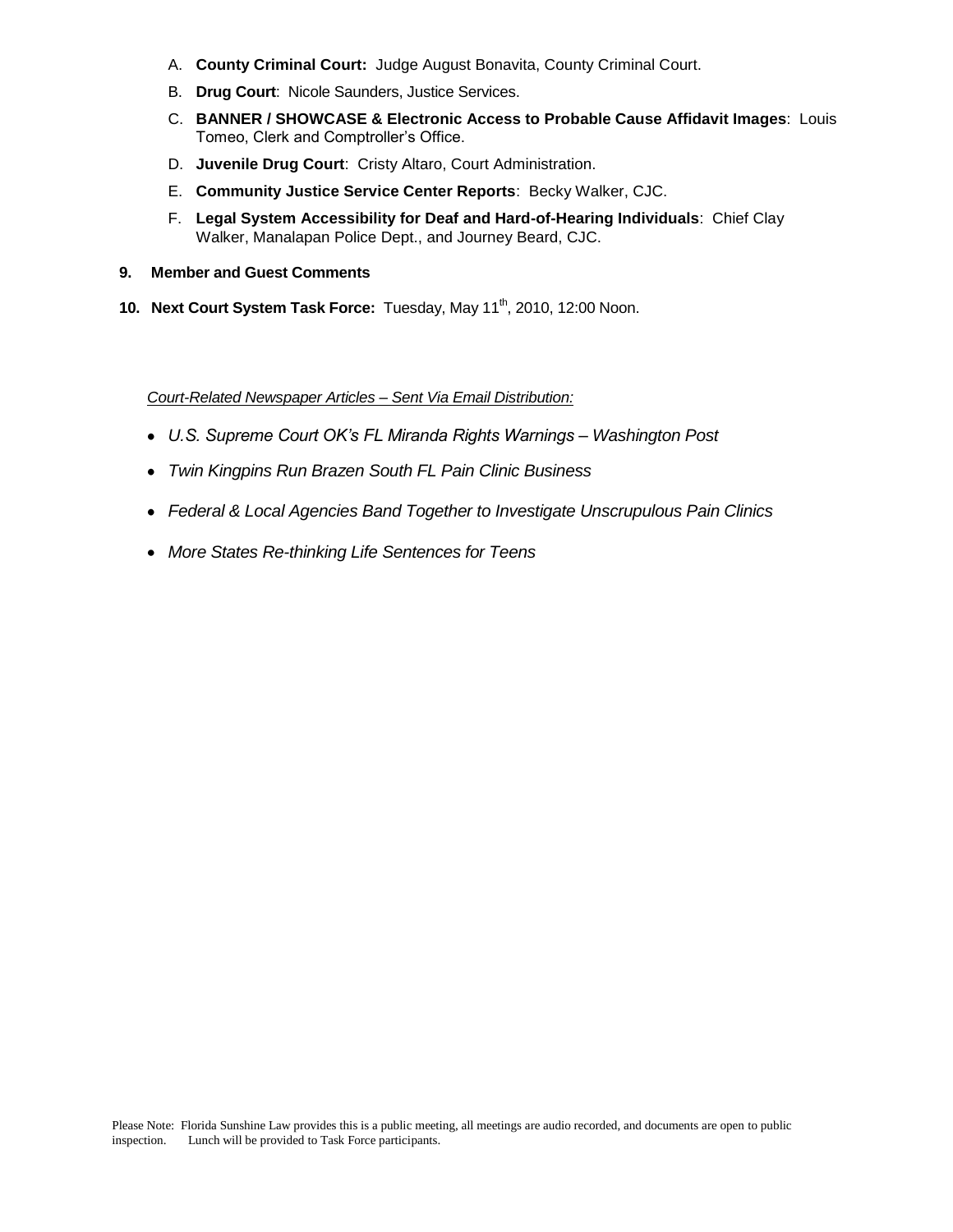A. **County Criminal Court:** Judge August Bonavita, County Criminal Court.

B. **Drug Court**: Nicole Saunders, Justice Services.

C. **BANNER / SHOWCASE & Electronic Access to Probable Cause Affidavit Images**: Louis Tomeo, Clerk and Comptroller's Office.

D. **Juvenile Drug Court**: Cristy Altaro, Court Administration.

E. **Community Justice Service Center Reports**: Becky Walker, CJC.

F. **Legal System Accessibility for Deaf and Hard-of-Hearing Individuals**: Chief Clay Walker, Manalapan Police Dept., and Journey Beard, CJC.

**9. Member and Guest Comments**

**10. Next Court System Task Force:** Tuesday, May 11th, 2010, 12:00 Noon.

*Court-Related Newspaper Articles – Sent Via Email Distribution:*

- *U.S. Supreme Court OK's FL Miranda Rights Warnings – Washington Post*
- *Twin Kingpins Run Brazen South FL Pain Clinic Business*
- *Federal & Local Agencies Band Together to Investigate Unscrupulous Pain Clinics*
- *More States Re-thinking Life Sentences for Teens*

Please Note: Florida Sunshine Law provides this is a public meeting, all meetings are audio recorded, and documents are open to public inspection. Lunch will be provided to Task Force participants.